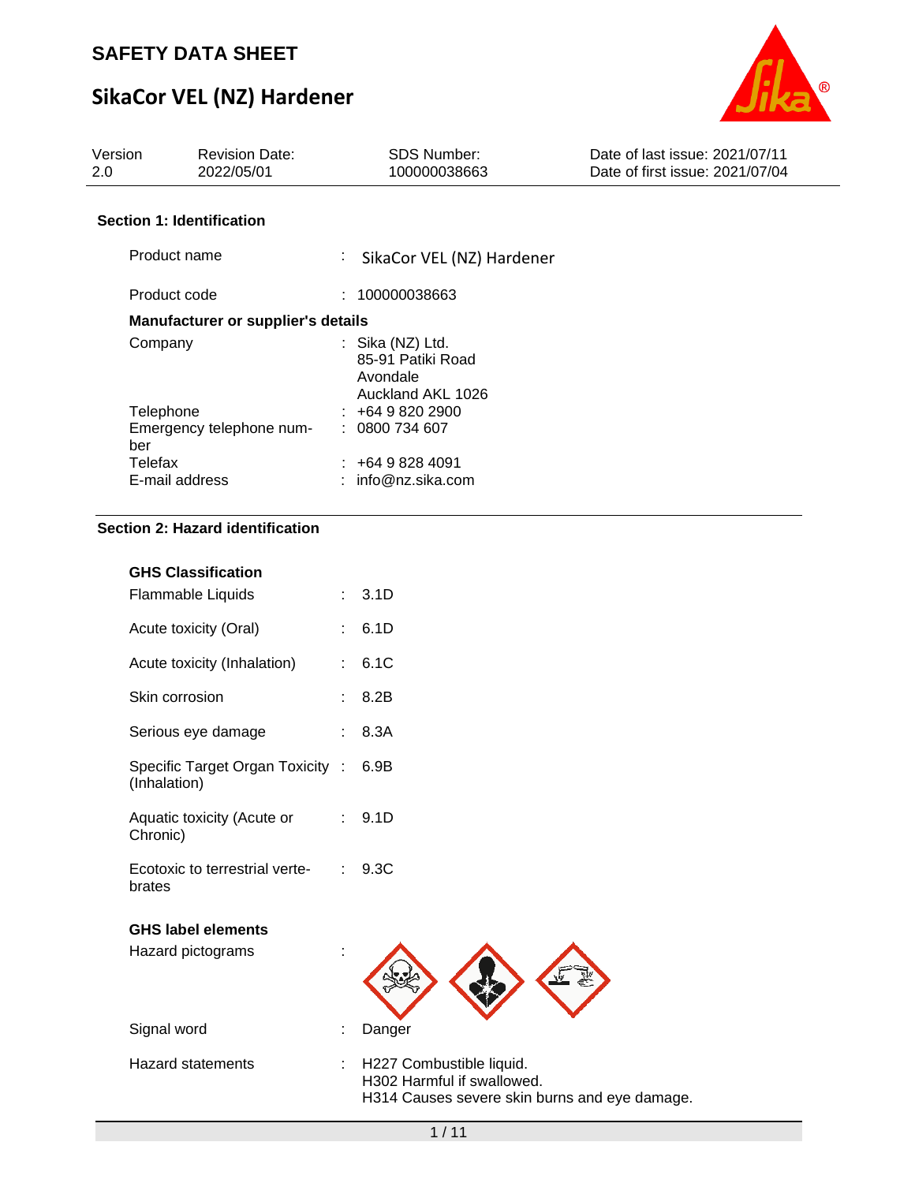# SAFETY DATA SHEET

# SikaCor VEL (NZ) Hardener

| Version | Revision Date: | SDS Number: | Date of last issue: 2021/07/11 |
|---|---|---|---|
| 2.0 | 2022/05/01 | 100000038663 | Date of first issue: 2021/07/04 |

## Section 1: Identification

| | | |
|---|---|---|
| Product name | : | SikaCor VEL (NZ) Hardener |
| Product code | : | 100000038663 |

**Manufacturer or supplier's details**

| | | |
|---|---|---|
| Company | : | Sika (NZ) Ltd.<br>85-91 Patiki Road<br>Avondale<br>Auckland AKL 1026 |
| Telephone | : | +64 9 820 2900 |
| Emergency telephone number | : | 0800 734 607 |
| Telefax | : | +64 9 828 4091 |
| E-mail address | : | info@nz.sika.com |

## Section 2: Hazard identification

**GHS Classification**

| | | |
|---|---|---|
| Flammable Liquids | : | 3.1D |
| Acute toxicity (Oral) | : | 6.1D |
| Acute toxicity (Inhalation) | : | 6.1C |
| Skin corrosion | : | 8.2B |
| Serious eye damage | : | 8.3A |
| Specific Target Organ Toxicity (Inhalation) | : | 6.9B |
| Aquatic toxicity (Acute or Chronic) | : | 9.1D |
| Ecotoxic to terrestrial vertebrates | : | 9.3C |

**GHS label elements**

| | | |
|---|---|---|
| Hazard pictograms | : | |
| Signal word | : | Danger |
| Hazard statements | : | H227 Combustible liquid.<br>H302 Harmful if swallowed.<br>H314 Causes severe skin burns and eye damage. |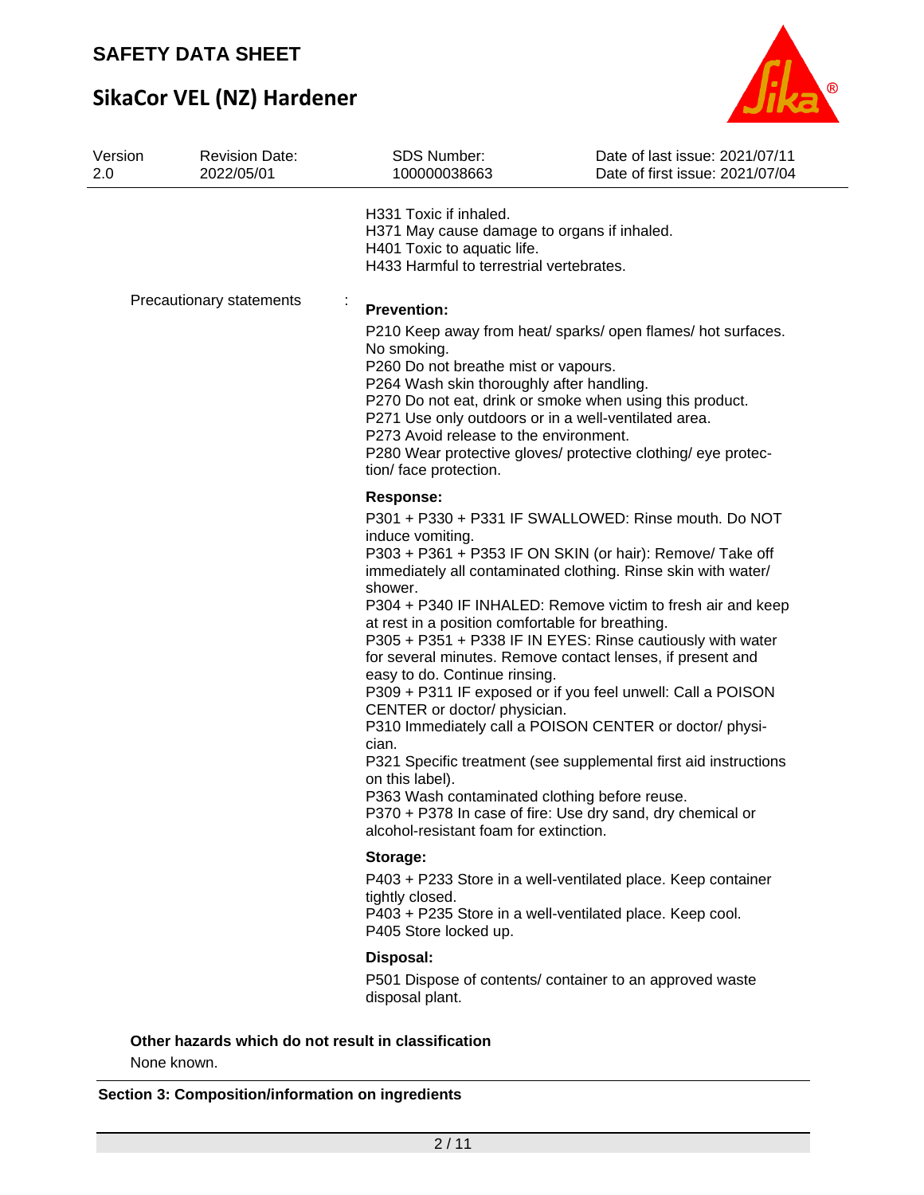H331 Toxic if inhaled.
H371 May cause damage to organs if inhaled.
H401 Toxic to aquatic life.
H433 Harmful to terrestrial vertebrates.

Precautionary statements :

**Prevention:**

P210 Keep away from heat/ sparks/ open flames/ hot surfaces. No smoking.
P260 Do not breathe mist or vapours.
P264 Wash skin thoroughly after handling.
P270 Do not eat, drink or smoke when using this product.
P271 Use only outdoors or in a well-ventilated area.
P273 Avoid release to the environment.
P280 Wear protective gloves/ protective clothing/ eye protection/ face protection.

**Response:**

P301 + P330 + P331 IF SWALLOWED: Rinse mouth. Do NOT induce vomiting.
P303 + P361 + P353 IF ON SKIN (or hair): Remove/ Take off immediately all contaminated clothing. Rinse skin with water/ shower.
P304 + P340 IF INHALED: Remove victim to fresh air and keep at rest in a position comfortable for breathing.
P305 + P351 + P338 IF IN EYES: Rinse cautiously with water for several minutes. Remove contact lenses, if present and easy to do. Continue rinsing.
P309 + P311 IF exposed or if you feel unwell: Call a POISON CENTER or doctor/ physician.
P310 Immediately call a POISON CENTER or doctor/ physician.
P321 Specific treatment (see supplemental first aid instructions on this label).
P363 Wash contaminated clothing before reuse.
P370 + P378 In case of fire: Use dry sand, dry chemical or alcohol-resistant foam for extinction.

**Storage:**

P403 + P233 Store in a well-ventilated place. Keep container tightly closed.
P403 + P235 Store in a well-ventilated place. Keep cool.
P405 Store locked up.

**Disposal:**

P501 Dispose of contents/ container to an approved waste disposal plant.

**Other hazards which do not result in classification**

None known.

## Section 3: Composition/information on ingredients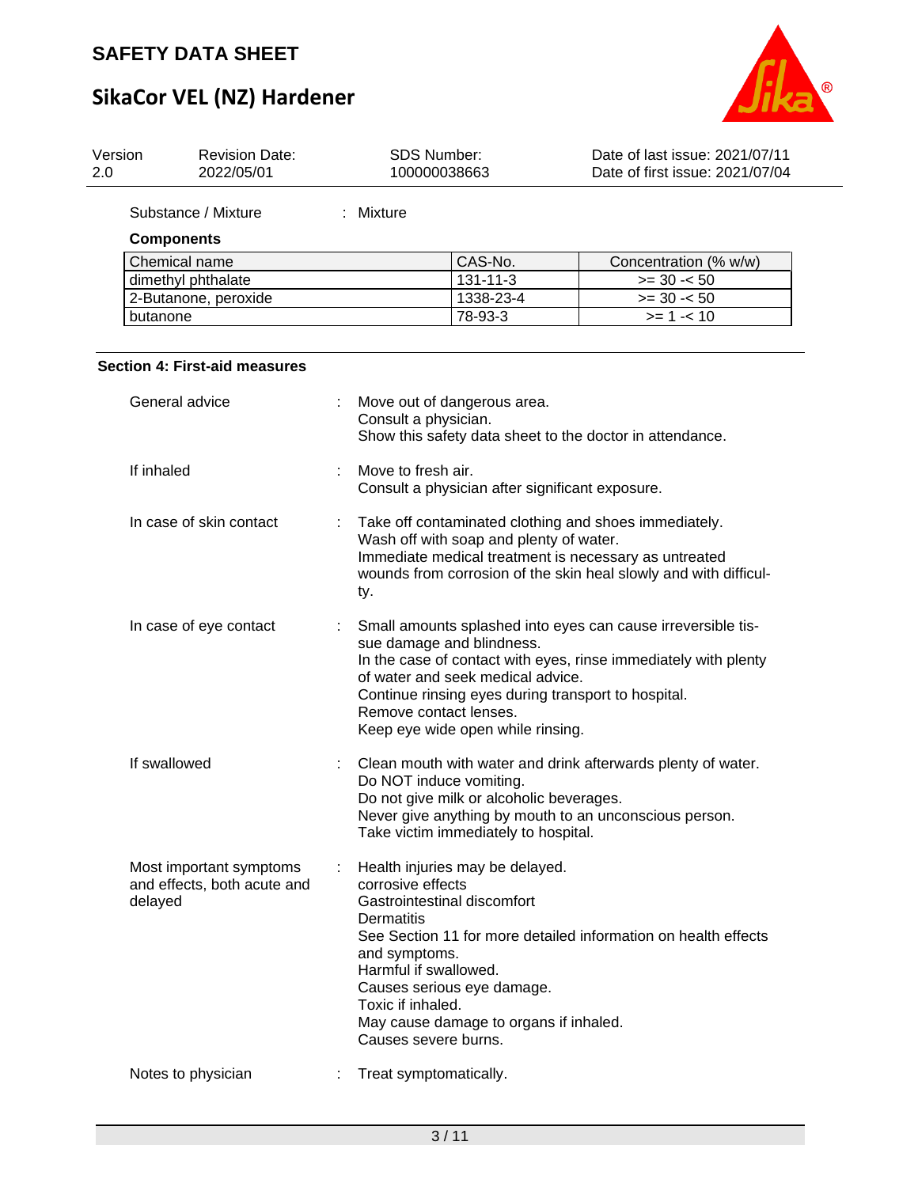| Substance / Mixture | : | Mixture |
|---|---|---|

**Components**

| Chemical name | CAS-No. | Concentration (% w/w) |
|---|---|---|
| dimethyl phthalate | 131-11-3 | >= 30 -< 50 |
| 2-Butanone, peroxide | 1338-23-4 | >= 30 -< 50 |
| butanone | 78-93-3 | >= 1 -< 10 |

## Section 4: First-aid measures

General advice : Move out of dangerous area.
Consult a physician.
Show this safety data sheet to the doctor in attendance.

If inhaled : Move to fresh air.
Consult a physician after significant exposure.

In case of skin contact : Take off contaminated clothing and shoes immediately.
Wash off with soap and plenty of water.
Immediate medical treatment is necessary as untreated wounds from corrosion of the skin heal slowly and with difficulty.

In case of eye contact : Small amounts splashed into eyes can cause irreversible tissue damage and blindness.
In the case of contact with eyes, rinse immediately with plenty of water and seek medical advice.
Continue rinsing eyes during transport to hospital.
Remove contact lenses.
Keep eye wide open while rinsing.

If swallowed : Clean mouth with water and drink afterwards plenty of water.
Do NOT induce vomiting.
Do not give milk or alcoholic beverages.
Never give anything by mouth to an unconscious person.
Take victim immediately to hospital.

Most important symptoms and effects, both acute and delayed : Health injuries may be delayed.
corrosive effects
Gastrointestinal discomfort
Dermatitis
See Section 11 for more detailed information on health effects and symptoms.
Harmful if swallowed.
Causes serious eye damage.
Toxic if inhaled.
May cause damage to organs if inhaled.
Causes severe burns.

Notes to physician : Treat symptomatically.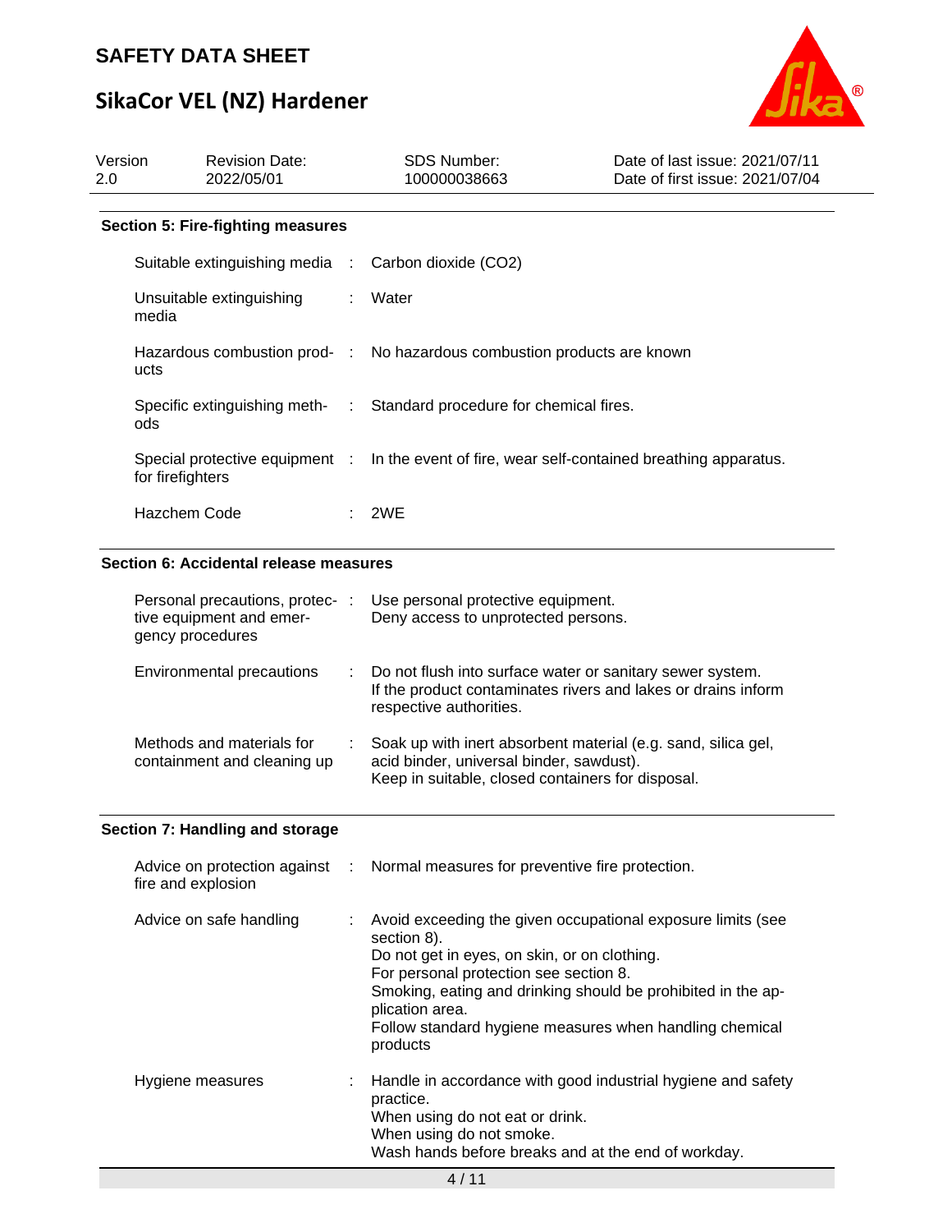## Section 5: Fire-fighting measures

| | |
|---|---|
| Suitable extinguishing media | Carbon dioxide ($CO_2$) |
| Unsuitable extinguishing media | Water |
| Hazardous combustion products | No hazardous combustion products are known |
| Specific extinguishing methods | Standard procedure for chemical fires. |
| Special protective equipment for firefighters | In the event of fire, wear self-contained breathing apparatus. |
| Hazchem Code | 2WE |

## Section 6: Accidental release measures

| | |
|---|---|
| Personal precautions, protective equipment and emergency procedures | Use personal protective equipment.<br>Deny access to unprotected persons. |
| Environmental precautions | Do not flush into surface water or sanitary sewer system.<br>If the product contaminates rivers and lakes or drains inform respective authorities. |
| Methods and materials for containment and cleaning up | Soak up with inert absorbent material (e.g. sand, silica gel, acid binder, universal binder, sawdust).<br>Keep in suitable, closed containers for disposal. |

## Section 7: Handling and storage

| | |
|---|---|
| Advice on protection against fire and explosion | Normal measures for preventive fire protection. |
| Advice on safe handling | Avoid exceeding the given occupational exposure limits (see section 8).<br>Do not get in eyes, on skin, or on clothing.<br>For personal protection see section 8.<br>Smoking, eating and drinking should be prohibited in the application area.<br>Follow standard hygiene measures when handling chemical products |
| Hygiene measures | Handle in accordance with good industrial hygiene and safety practice.<br>When using do not eat or drink.<br>When using do not smoke.<br>Wash hands before breaks and at the end of workday. |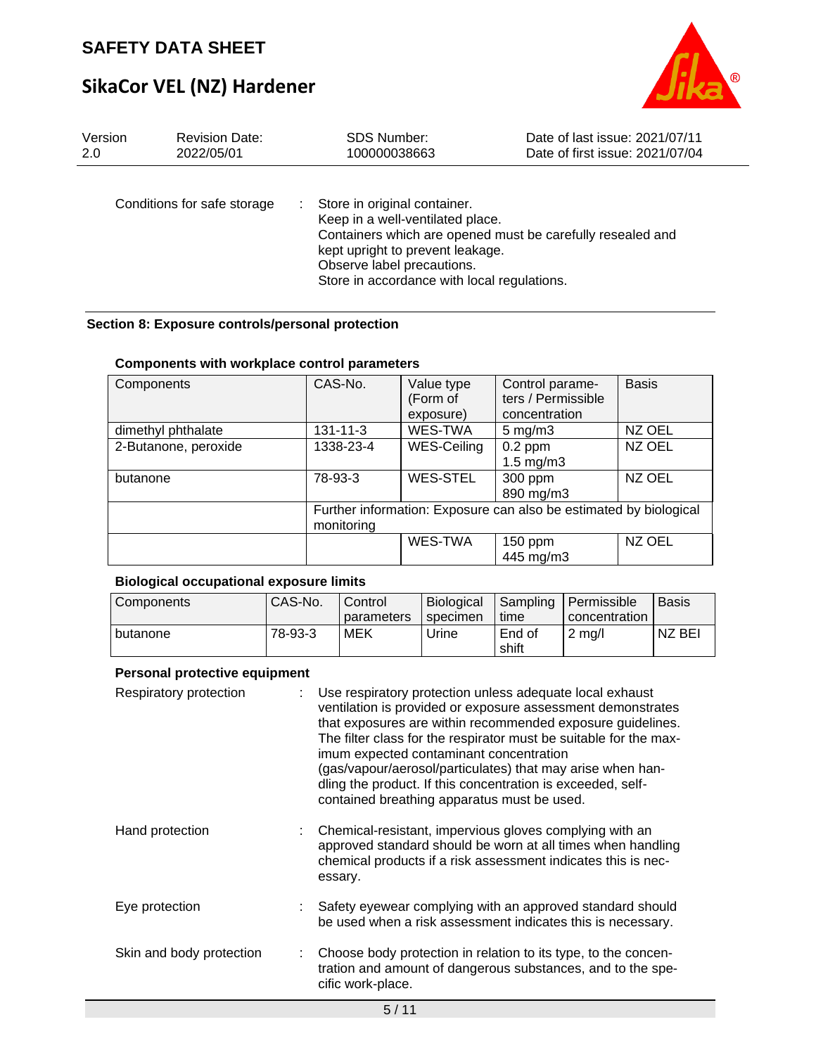Conditions for safe storage : Store in original container.
Keep in a well-ventilated place.
Containers which are opened must be carefully resealed and kept upright to prevent leakage.
Observe label precautions.
Store in accordance with local regulations.

## Section 8: Exposure controls/personal protection

### Components with workplace control parameters

| Components | CAS-No. | Value type (Form of exposure) | Control parameters / Permissible concentration | Basis |
|---|---|---|---|---|
| dimethyl phthalate | 131-11-3 | WES-TWA | 5 mg/m3 | NZ OEL |
| 2-Butanone, peroxide | 1338-23-4 | WES-Ceiling | 0.2 ppm<br>1.5 mg/m3 | NZ OEL |
| butanone | 78-93-3 | WES-STEL | 300 ppm<br>890 mg/m3 | NZ OEL |
| | Further information: Exposure can also be estimated by biological monitoring | | | |
| | | WES-TWA | 150 ppm<br>445 mg/m3 | NZ OEL |

### Biological occupational exposure limits

| Components | CAS-No. | Control parameters | Biological specimen | Sampling time | Permissible concentration | Basis |
|---|---|---|---|---|---|---|
| butanone | 78-93-3 | MEK | Urine | End of shift | 2 mg/l | NZ BEI |

### Personal protective equipment

Respiratory protection : Use respiratory protection unless adequate local exhaust ventilation is provided or exposure assessment demonstrates that exposures are within recommended exposure guidelines.
The filter class for the respirator must be suitable for the maximum expected contaminant concentration (gas/vapour/aerosol/particulates) that may arise when handling the product. If this concentration is exceeded, self-contained breathing apparatus must be used.

Hand protection : Chemical-resistant, impervious gloves complying with an approved standard should be worn at all times when handling chemical products if a risk assessment indicates this is necessary.

Eye protection : Safety eyewear complying with an approved standard should be used when a risk assessment indicates this is necessary.

Skin and body protection : Choose body protection in relation to its type, to the concentration and amount of dangerous substances, and to the specific work-place.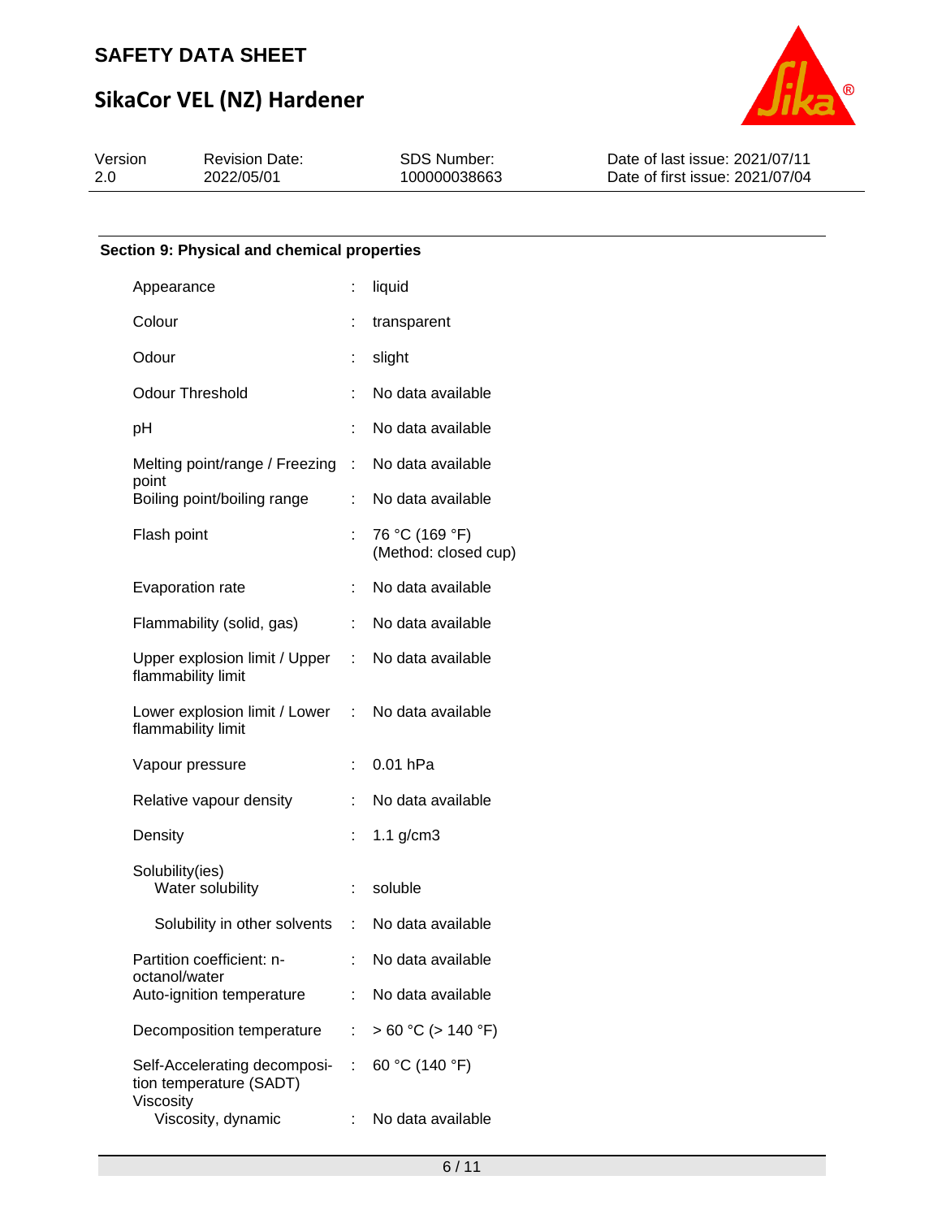## Section 9: Physical and chemical properties

| Property | | Value |
|---|---|---|
| Appearance | : | liquid |
| Colour | : | transparent |
| Odour | : | slight |
| Odour Threshold | : | No data available |
| pH | : | No data available |
| Melting point/range / Freezing point | : | No data available |
| Boiling point/boiling range | : | No data available |
| Flash point | : | 76 °C (169 °F) (Method: closed cup) |
| Evaporation rate | : | No data available |
| Flammability (solid, gas) | : | No data available |
| Upper explosion limit / Upper flammability limit | : | No data available |
| Lower explosion limit / Lower flammability limit | : | No data available |
| Vapour pressure | : | 0.01 hPa |
| Relative vapour density | : | No data available |
| Density | : | 1.1 g/cm3 |
| Solubility(ies) | | |
| Water solubility | : | soluble |
| Solubility in other solvents | : | No data available |
| Partition coefficient: n-octanol/water | : | No data available |
| Auto-ignition temperature | : | No data available |
| Decomposition temperature | : | > 60 °C (> 140 °F) |
| Self-Accelerating decomposition temperature (SADT) | : | 60 °C (140 °F) |
| Viscosity | | |
| Viscosity, dynamic | : | No data available |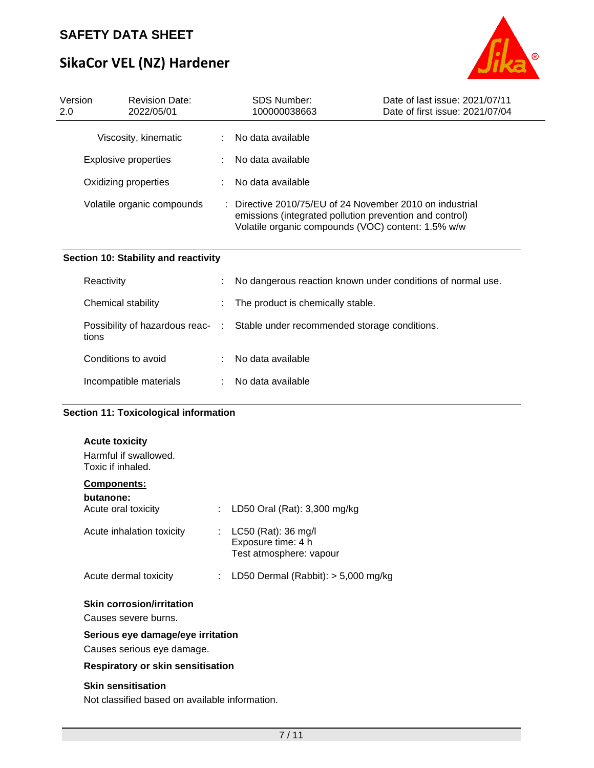| | | |
|---|---|---|
| Viscosity, kinematic | : | No data available |
| Explosive properties | : | No data available |
| Oxidizing properties | : | No data available |
| Volatile organic compounds | : | Directive 2010/75/EU of 24 November 2010 on industrial emissions (integrated pollution prevention and control) Volatile organic compounds (VOC) content: 1.5% w/w |

## Section 10: Stability and reactivity

| | | |
|---|---|---|
| Reactivity | : | No dangerous reaction known under conditions of normal use. |
| Chemical stability | : | The product is chemically stable. |
| Possibility of hazardous reactions | : | Stable under recommended storage conditions. |
| Conditions to avoid | : | No data available |
| Incompatible materials | : | No data available |

## Section 11: Toxicological information

**Acute toxicity**

Harmful if swallowed.
Toxic if inhaled.

**Components:**

**butanone:**

| | | |
|---|---|---|
| Acute oral toxicity | : | LD50 Oral (Rat): 3,300 mg/kg |
| Acute inhalation toxicity | : | LC50 (Rat): 36 mg/l<br>Exposure time: 4 h<br>Test atmosphere: vapour |
| Acute dermal toxicity | : | LD50 Dermal (Rabbit): > 5,000 mg/kg |

**Skin corrosion/irritation**

Causes severe burns.

**Serious eye damage/eye irritation**

Causes serious eye damage.

**Respiratory or skin sensitisation**

**Skin sensitisation**

Not classified based on available information.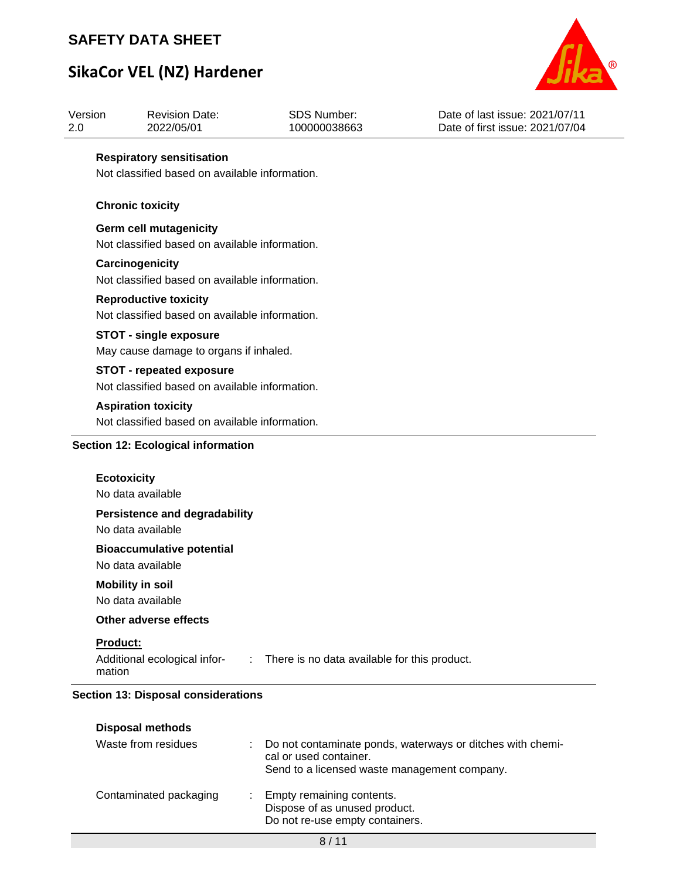**Respiratory sensitisation**

Not classified based on available information.

**Chronic toxicity**

**Germ cell mutagenicity**

Not classified based on available information.

**Carcinogenicity**

Not classified based on available information.

**Reproductive toxicity**

Not classified based on available information.

**STOT - single exposure**

May cause damage to organs if inhaled.

**STOT - repeated exposure**

Not classified based on available information.

**Aspiration toxicity**

Not classified based on available information.

## Section 12: Ecological information

**Ecotoxicity**

No data available

**Persistence and degradability**

No data available

**Bioaccumulative potential**

No data available

**Mobility in soil**

No data available

**Other adverse effects**

**Product:**

Additional ecological information : There is no data available for this product.

## Section 13: Disposal considerations

**Disposal methods**

Waste from residues : Do not contaminate ponds, waterways or ditches with chemical or used container.
Send to a licensed waste management company.

Contaminated packaging : Empty remaining contents.
Dispose of as unused product.
Do not re-use empty containers.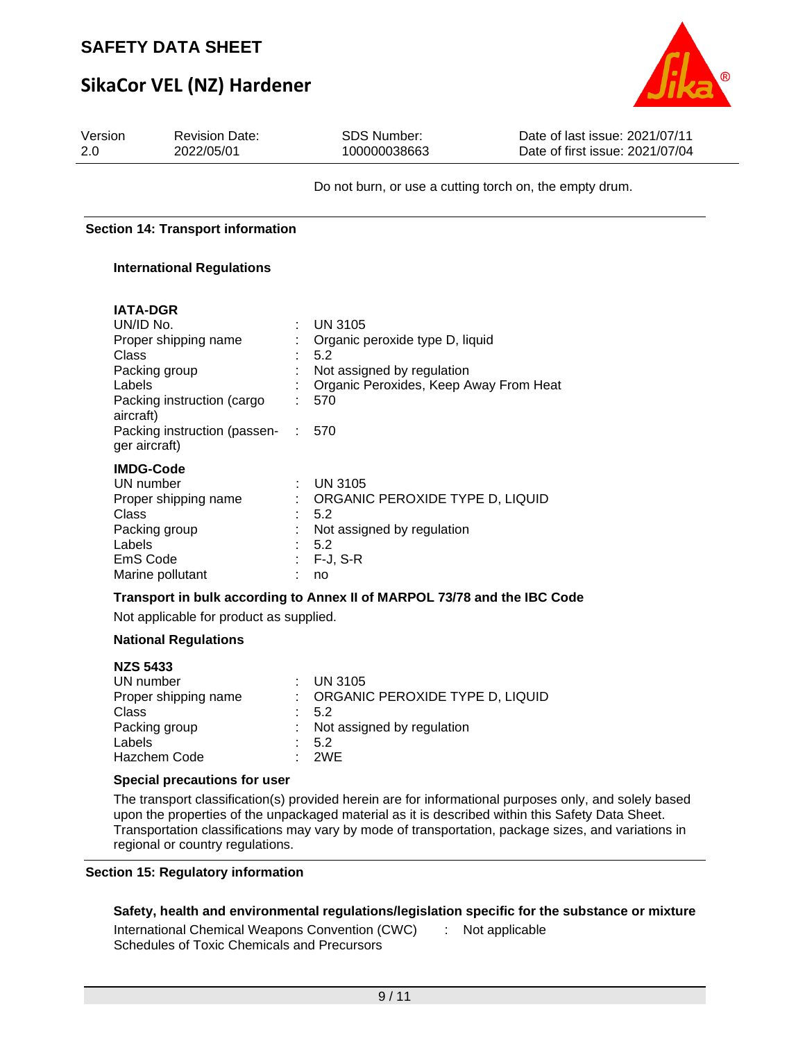Do not burn, or use a cutting torch on, the empty drum.

## Section 14: Transport information

### International Regulations

**IATA-DGR**

| | |
|---|---|
| UN/ID No. | : UN 3105 |
| Proper shipping name | : Organic peroxide type D, liquid |
| Class | : 5.2 |
| Packing group | : Not assigned by regulation |
| Labels | : Organic Peroxides, Keep Away From Heat |
| Packing instruction (cargo aircraft) | : 570 |
| Packing instruction (passenger aircraft) | : 570 |

**IMDG-Code**

| | |
|---|---|
| UN number | : UN 3105 |
| Proper shipping name | : ORGANIC PEROXIDE TYPE D, LIQUID |
| Class | : 5.2 |
| Packing group | : Not assigned by regulation |
| Labels | : 5.2 |
| EmS Code | : F-J, S-R |
| Marine pollutant | : no |

**Transport in bulk according to Annex II of MARPOL 73/78 and the IBC Code**

Not applicable for product as supplied.

### National Regulations

**NZS 5433**

| | |
|---|---|
| UN number | : UN 3105 |
| Proper shipping name | : ORGANIC PEROXIDE TYPE D, LIQUID |
| Class | : 5.2 |
| Packing group | : Not assigned by regulation |
| Labels | : 5.2 |
| Hazchem Code | : 2WE |

**Special precautions for user**

The transport classification(s) provided herein are for informational purposes only, and solely based upon the properties of the unpackaged material as it is described within this Safety Data Sheet. Transportation classifications may vary by mode of transportation, package sizes, and variations in regional or country regulations.

## Section 15: Regulatory information

**Safety, health and environmental regulations/legislation specific for the substance or mixture**

| | |
|---|---|
| International Chemical Weapons Convention (CWC) Schedules of Toxic Chemicals and Precursors | : Not applicable |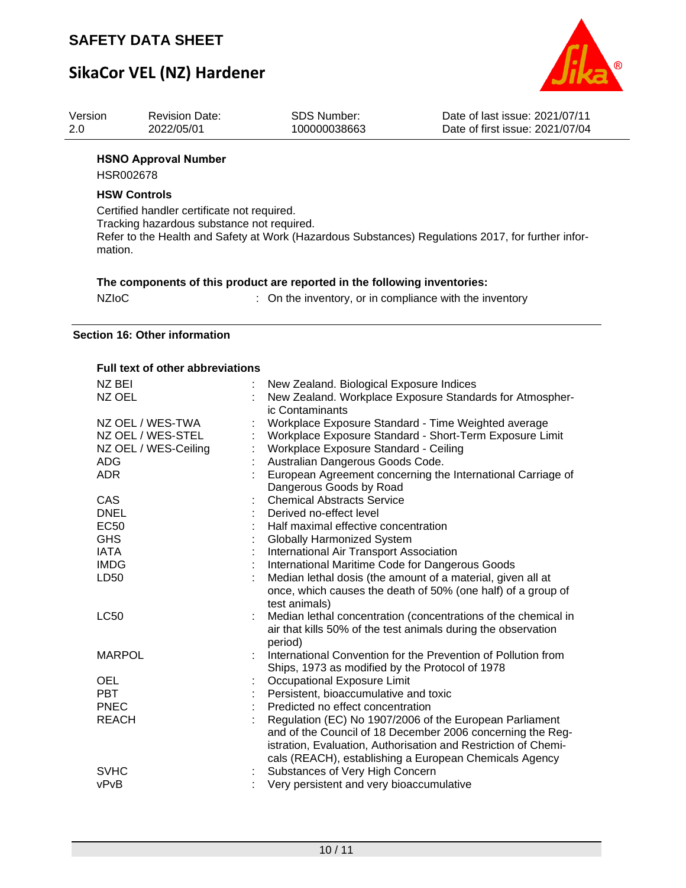**HSNO Approval Number**

HSR002678

**HSW Controls**

Certified handler certificate not required.
Tracking hazardous substance not required.
Refer to the Health and Safety at Work (Hazardous Substances) Regulations 2017, for further information.

**The components of this product are reported in the following inventories:**

| | | |
|---|---|---|
| NZIoC | : | On the inventory, or in compliance with the inventory |

## Section 16: Other information

**Full text of other abbreviations**

| | | |
|---|---|---|
| NZ BEI | : | New Zealand. Biological Exposure Indices |
| NZ OEL | : | New Zealand. Workplace Exposure Standards for Atmospheric Contaminants |
| NZ OEL / WES-TWA | : | Workplace Exposure Standard - Time Weighted average |
| NZ OEL / WES-STEL | : | Workplace Exposure Standard - Short-Term Exposure Limit |
| NZ OEL / WES-Ceiling | : | Workplace Exposure Standard - Ceiling |
| ADG | : | Australian Dangerous Goods Code. |
| ADR | : | European Agreement concerning the International Carriage of Dangerous Goods by Road |
| CAS | : | Chemical Abstracts Service |
| DNEL | : | Derived no-effect level |
| EC50 | : | Half maximal effective concentration |
| GHS | : | Globally Harmonized System |
| IATA | : | International Air Transport Association |
| IMDG | : | International Maritime Code for Dangerous Goods |
| LD50 | : | Median lethal dosis (the amount of a material, given all at once, which causes the death of 50% (one half) of a group of test animals) |
| LC50 | : | Median lethal concentration (concentrations of the chemical in air that kills 50% of the test animals during the observation period) |
| MARPOL | : | International Convention for the Prevention of Pollution from Ships, 1973 as modified by the Protocol of 1978 |
| OEL | : | Occupational Exposure Limit |
| PBT | : | Persistent, bioaccumulative and toxic |
| PNEC | : | Predicted no effect concentration |
| REACH | : | Regulation (EC) No 1907/2006 of the European Parliament and of the Council of 18 December 2006 concerning the Registration, Evaluation, Authorisation and Restriction of Chemicals (REACH), establishing a European Chemicals Agency |
| SVHC | : | Substances of Very High Concern |
| vPvB | : | Very persistent and very bioaccumulative |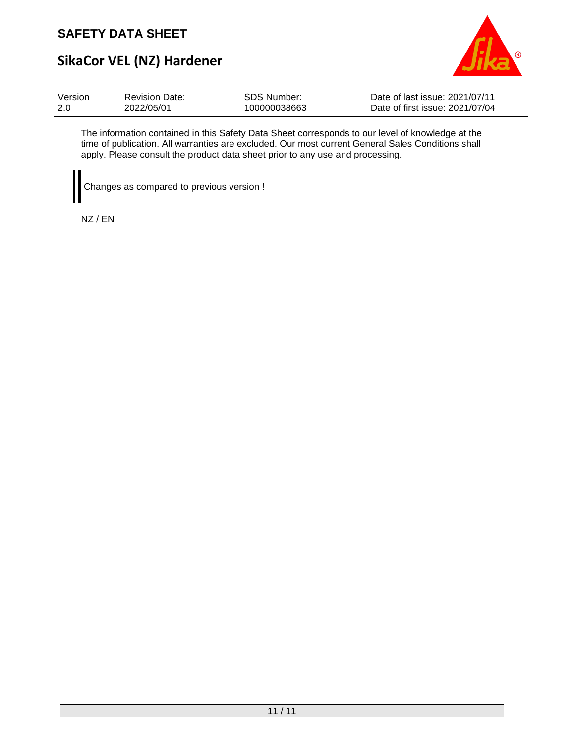The information contained in this Safety Data Sheet corresponds to our level of knowledge at the time of publication. All warranties are excluded. Our most current General Sales Conditions shall apply. Please consult the product data sheet prior to any use and processing.

Changes as compared to previous version !

NZ / EN